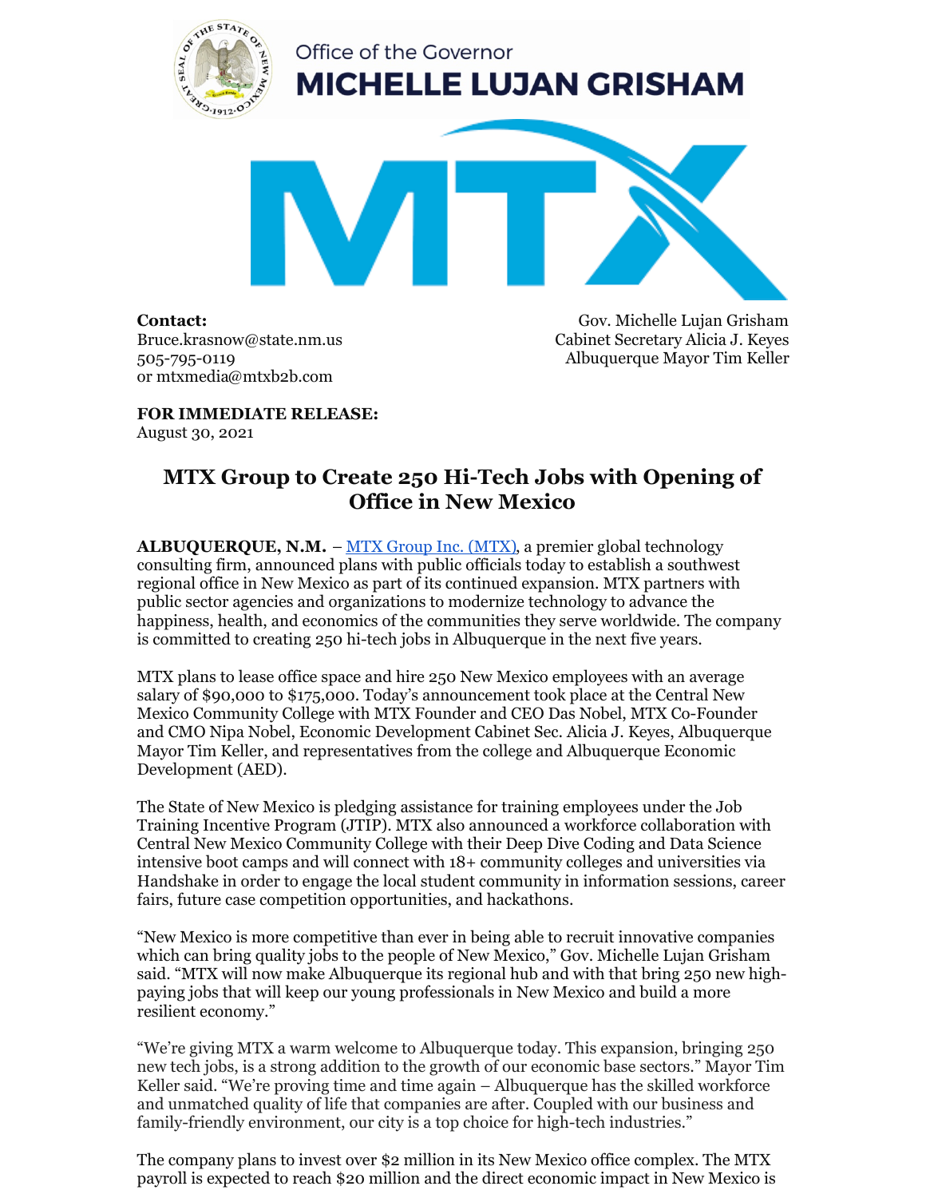Office of the Governor
**MICHELLE LUJAN GRISHAM**

**Contact:**
Bruce.krasnow@state.nm.us
505-795-0119
or mtxmedia@mtxb2b.com

Gov. Michelle Lujan Grisham
Cabinet Secretary Alicia J. Keyes
Albuquerque Mayor Tim Keller

**FOR IMMEDIATE RELEASE:**
August 30, 2021

## MTX Group to Create 250 Hi-Tech Jobs with Opening of Office in New Mexico

**ALBUQUERQUE, N.M.** – MTX Group Inc. (MTX), a premier global technology consulting firm, announced plans with public officials today to establish a southwest regional office in New Mexico as part of its continued expansion. MTX partners with public sector agencies and organizations to modernize technology to advance the happiness, health, and economics of the communities they serve worldwide. The company is committed to creating 250 hi-tech jobs in Albuquerque in the next five years.

MTX plans to lease office space and hire 250 New Mexico employees with an average salary of $90,000 to $175,000. Today's announcement took place at the Central New Mexico Community College with MTX Founder and CEO Das Nobel, MTX Co-Founder and CMO Nipa Nobel, Economic Development Cabinet Sec. Alicia J. Keyes, Albuquerque Mayor Tim Keller, and representatives from the college and Albuquerque Economic Development (AED).

The State of New Mexico is pledging assistance for training employees under the Job Training Incentive Program (JTIP). MTX also announced a workforce collaboration with Central New Mexico Community College with their Deep Dive Coding and Data Science intensive boot camps and will connect with 18+ community colleges and universities via Handshake in order to engage the local student community in information sessions, career fairs, future case competition opportunities, and hackathons.

"New Mexico is more competitive than ever in being able to recruit innovative companies which can bring quality jobs to the people of New Mexico," Gov. Michelle Lujan Grisham said. "MTX will now make Albuquerque its regional hub and with that bring 250 new high-paying jobs that will keep our young professionals in New Mexico and build a more resilient economy."

"We're giving MTX a warm welcome to Albuquerque today. This expansion, bringing 250 new tech jobs, is a strong addition to the growth of our economic base sectors." Mayor Tim Keller said. "We're proving time and time again – Albuquerque has the skilled workforce and unmatched quality of life that companies are after. Coupled with our business and family-friendly environment, our city is a top choice for high-tech industries."

The company plans to invest over $2 million in its New Mexico office complex. The MTX payroll is expected to reach $20 million and the direct economic impact in New Mexico is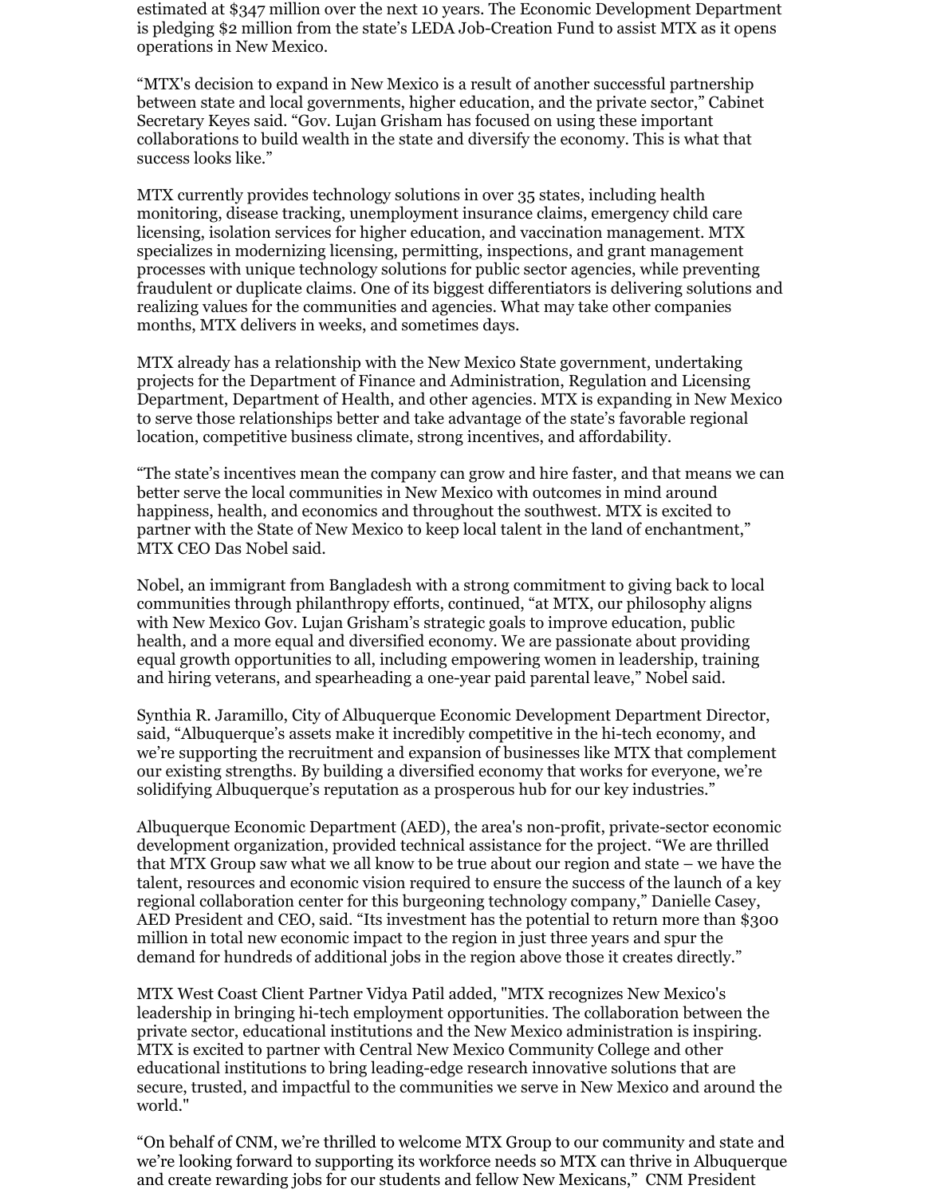estimated at $347 million over the next 10 years. The Economic Development Department is pledging $2 million from the state's LEDA Job-Creation Fund to assist MTX as it opens operations in New Mexico.

"MTX's decision to expand in New Mexico is a result of another successful partnership between state and local governments, higher education, and the private sector," Cabinet Secretary Keyes said. "Gov. Lujan Grisham has focused on using these important collaborations to build wealth in the state and diversify the economy. This is what that success looks like."

MTX currently provides technology solutions in over 35 states, including health monitoring, disease tracking, unemployment insurance claims, emergency child care licensing, isolation services for higher education, and vaccination management. MTX specializes in modernizing licensing, permitting, inspections, and grant management processes with unique technology solutions for public sector agencies, while preventing fraudulent or duplicate claims. One of its biggest differentiators is delivering solutions and realizing values for the communities and agencies. What may take other companies months, MTX delivers in weeks, and sometimes days.

MTX already has a relationship with the New Mexico State government, undertaking projects for the Department of Finance and Administration, Regulation and Licensing Department, Department of Health, and other agencies. MTX is expanding in New Mexico to serve those relationships better and take advantage of the state's favorable regional location, competitive business climate, strong incentives, and affordability.

"The state's incentives mean the company can grow and hire faster, and that means we can better serve the local communities in New Mexico with outcomes in mind around happiness, health, and economics and throughout the southwest. MTX is excited to partner with the State of New Mexico to keep local talent in the land of enchantment," MTX CEO Das Nobel said.

Nobel, an immigrant from Bangladesh with a strong commitment to giving back to local communities through philanthropy efforts, continued, "at MTX, our philosophy aligns with New Mexico Gov. Lujan Grisham's strategic goals to improve education, public health, and a more equal and diversified economy. We are passionate about providing equal growth opportunities to all, including empowering women in leadership, training and hiring veterans, and spearheading a one-year paid parental leave," Nobel said.

Synthia R. Jaramillo, City of Albuquerque Economic Development Department Director, said, "Albuquerque's assets make it incredibly competitive in the hi-tech economy, and we're supporting the recruitment and expansion of businesses like MTX that complement our existing strengths. By building a diversified economy that works for everyone, we're solidifying Albuquerque's reputation as a prosperous hub for our key industries."

Albuquerque Economic Department (AED), the area's non-profit, private-sector economic development organization, provided technical assistance for the project. "We are thrilled that MTX Group saw what we all know to be true about our region and state – we have the talent, resources and economic vision required to ensure the success of the launch of a key regional collaboration center for this burgeoning technology company," Danielle Casey, AED President and CEO, said. "Its investment has the potential to return more than $300 million in total new economic impact to the region in just three years and spur the demand for hundreds of additional jobs in the region above those it creates directly."

MTX West Coast Client Partner Vidya Patil added, "MTX recognizes New Mexico's leadership in bringing hi-tech employment opportunities. The collaboration between the private sector, educational institutions and the New Mexico administration is inspiring. MTX is excited to partner with Central New Mexico Community College and other educational institutions to bring leading-edge research innovative solutions that are secure, trusted, and impactful to the communities we serve in New Mexico and around the world."

"On behalf of CNM, we're thrilled to welcome MTX Group to our community and state and we're looking forward to supporting its workforce needs so MTX can thrive in Albuquerque and create rewarding jobs for our students and fellow New Mexicans," CNM President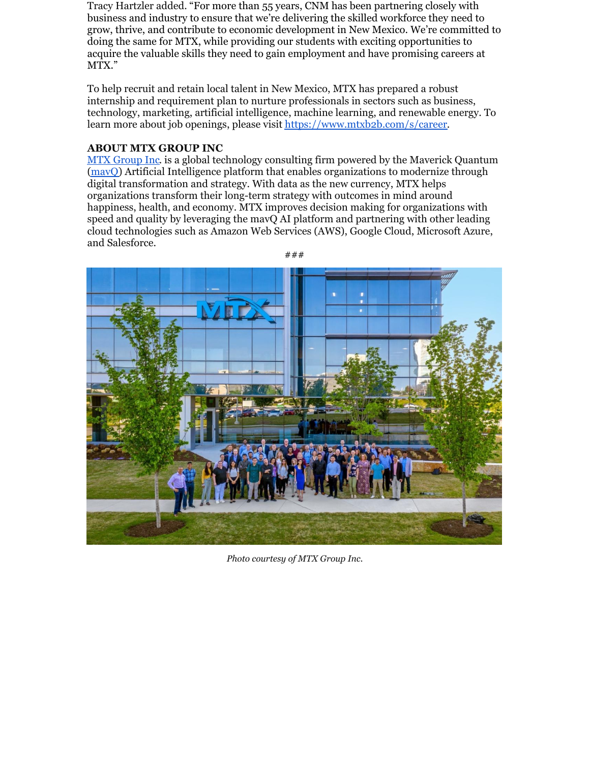Tracy Hartzler added. "For more than 55 years, CNM has been partnering closely with business and industry to ensure that we're delivering the skilled workforce they need to grow, thrive, and contribute to economic development in New Mexico. We're committed to doing the same for MTX, while providing our students with exciting opportunities to acquire the valuable skills they need to gain employment and have promising careers at MTX."

To help recruit and retain local talent in New Mexico, MTX has prepared a robust internship and requirement plan to nurture professionals in sectors such as business, technology, marketing, artificial intelligence, machine learning, and renewable energy. To learn more about job openings, please visit https://www.mtxb2b.com/s/career.

**ABOUT MTX GROUP INC**

MTX Group Inc. is a global technology consulting firm powered by the Maverick Quantum (mavQ) Artificial Intelligence platform that enables organizations to modernize through digital transformation and strategy. With data as the new currency, MTX helps organizations transform their long-term strategy with outcomes in mind around happiness, health, and economy. MTX improves decision making for organizations with speed and quality by leveraging the mavQ AI platform and partnering with other leading cloud technologies such as Amazon Web Services (AWS), Google Cloud, Microsoft Azure, and Salesforce.

###

*Photo courtesy of MTX Group Inc.*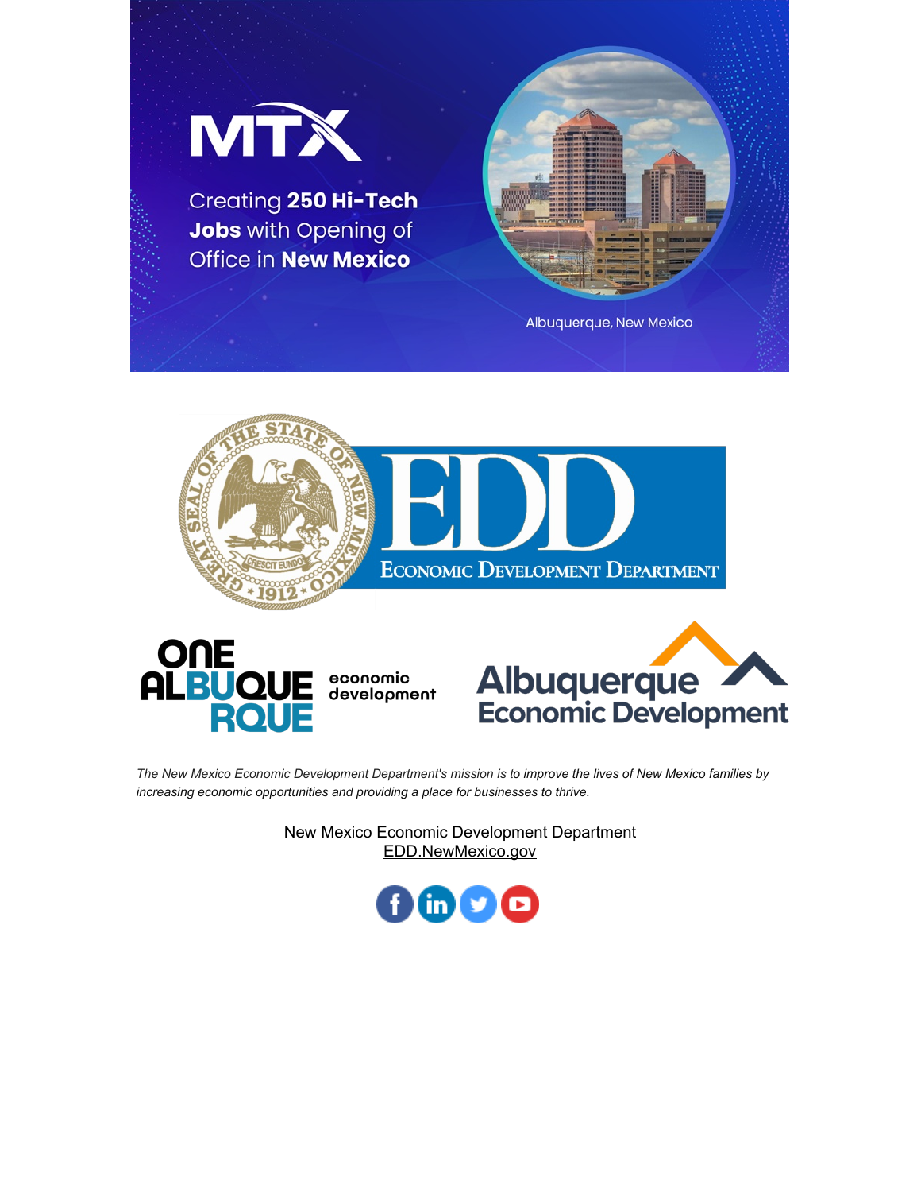MTX

Creating **250 Hi-Tech Jobs** with Opening of Office in **New Mexico**

Albuquerque, New Mexico

*The New Mexico Economic Development Department's mission is to improve the lives of New Mexico families by increasing economic opportunities and providing a place for businesses to thrive.*

New Mexico Economic Development Department
EDD.NewMexico.gov